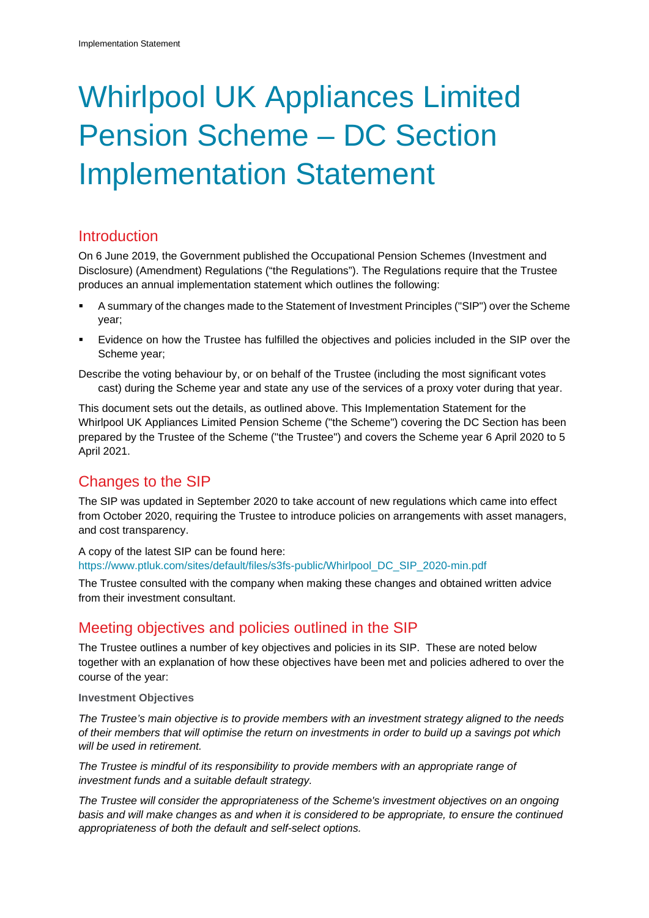# Whirlpool UK Appliances Limited Pension Scheme – DC Section Implementation Statement

## Introduction

On 6 June 2019, the Government published the Occupational Pension Schemes (Investment and Disclosure) (Amendment) Regulations ("the Regulations"). The Regulations require that the Trustee produces an annual implementation statement which outlines the following:

- A summary of the changes made to the Statement of Investment Principles ("SIP") over the Scheme year;
- Evidence on how the Trustee has fulfilled the objectives and policies included in the SIP over the Scheme year;

Describe the voting behaviour by, or on behalf of the Trustee (including the most significant votes cast) during the Scheme year and state any use of the services of a proxy voter during that year.

This document sets out the details, as outlined above. This Implementation Statement for the Whirlpool UK Appliances Limited Pension Scheme ("the Scheme") covering the DC Section has been prepared by the Trustee of the Scheme ("the Trustee") and covers the Scheme year 6 April 2020 to 5 April 2021.

## Changes to the SIP

The SIP was updated in September 2020 to take account of new regulations which came into effect from October 2020, requiring the Trustee to introduce policies on arrangements with asset managers, and cost transparency.

A copy of the latest SIP can be found here:
https://www.ptluk.com/sites/default/files/s3fs-public/Whirlpool_DC_SIP_2020-min.pdf

The Trustee consulted with the company when making these changes and obtained written advice from their investment consultant.

## Meeting objectives and policies outlined in the SIP

The Trustee outlines a number of key objectives and policies in its SIP. These are noted below together with an explanation of how these objectives have been met and policies adhered to over the course of the year:

**Investment Objectives**

*The Trustee's main objective is to provide members with an investment strategy aligned to the needs of their members that will optimise the return on investments in order to build up a savings pot which will be used in retirement.*

*The Trustee is mindful of its responsibility to provide members with an appropriate range of investment funds and a suitable default strategy.*

*The Trustee will consider the appropriateness of the Scheme's investment objectives on an ongoing basis and will make changes as and when it is considered to be appropriate, to ensure the continued appropriateness of both the default and self-select options.*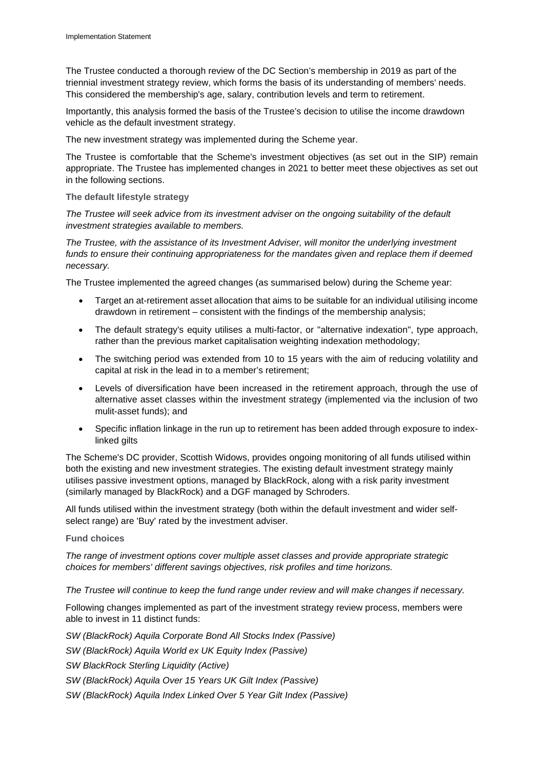The Trustee conducted a thorough review of the DC Section's membership in 2019 as part of the triennial investment strategy review, which forms the basis of its understanding of members' needs. This considered the membership's age, salary, contribution levels and term to retirement.

Importantly, this analysis formed the basis of the Trustee's decision to utilise the income drawdown vehicle as the default investment strategy.

The new investment strategy was implemented during the Scheme year.

The Trustee is comfortable that the Scheme's investment objectives (as set out in the SIP) remain appropriate. The Trustee has implemented changes in 2021 to better meet these objectives as set out in the following sections.

### The default lifestyle strategy

*The Trustee will seek advice from its investment adviser on the ongoing suitability of the default investment strategies available to members.*

*The Trustee, with the assistance of its Investment Adviser, will monitor the underlying investment funds to ensure their continuing appropriateness for the mandates given and replace them if deemed necessary.*

The Trustee implemented the agreed changes (as summarised below) during the Scheme year:

- Target an at-retirement asset allocation that aims to be suitable for an individual utilising income drawdown in retirement – consistent with the findings of the membership analysis;
- The default strategy's equity utilises a multi-factor, or "alternative indexation", type approach, rather than the previous market capitalisation weighting indexation methodology;
- The switching period was extended from 10 to 15 years with the aim of reducing volatility and capital at risk in the lead in to a member's retirement;
- Levels of diversification have been increased in the retirement approach, through the use of alternative asset classes within the investment strategy (implemented via the inclusion of two mulit-asset funds); and
- Specific inflation linkage in the run up to retirement has been added through exposure to index-linked gilts

The Scheme's DC provider, Scottish Widows, provides ongoing monitoring of all funds utilised within both the existing and new investment strategies. The existing default investment strategy mainly utilises passive investment options, managed by BlackRock, along with a risk parity investment (similarly managed by BlackRock) and a DGF managed by Schroders.

All funds utilised within the investment strategy (both within the default investment and wider self-select range) are 'Buy' rated by the investment adviser.

### Fund choices

*The range of investment options cover multiple asset classes and provide appropriate strategic choices for members' different savings objectives, risk profiles and time horizons.*

*The Trustee will continue to keep the fund range under review and will make changes if necessary.*

Following changes implemented as part of the investment strategy review process, members were able to invest in 11 distinct funds:

*SW (BlackRock) Aquila Corporate Bond All Stocks Index (Passive)*

*SW (BlackRock) Aquila World ex UK Equity Index (Passive)*

*SW BlackRock Sterling Liquidity (Active)*

*SW (BlackRock) Aquila Over 15 Years UK Gilt Index (Passive)*

*SW (BlackRock) Aquila Index Linked Over 5 Year Gilt Index (Passive)*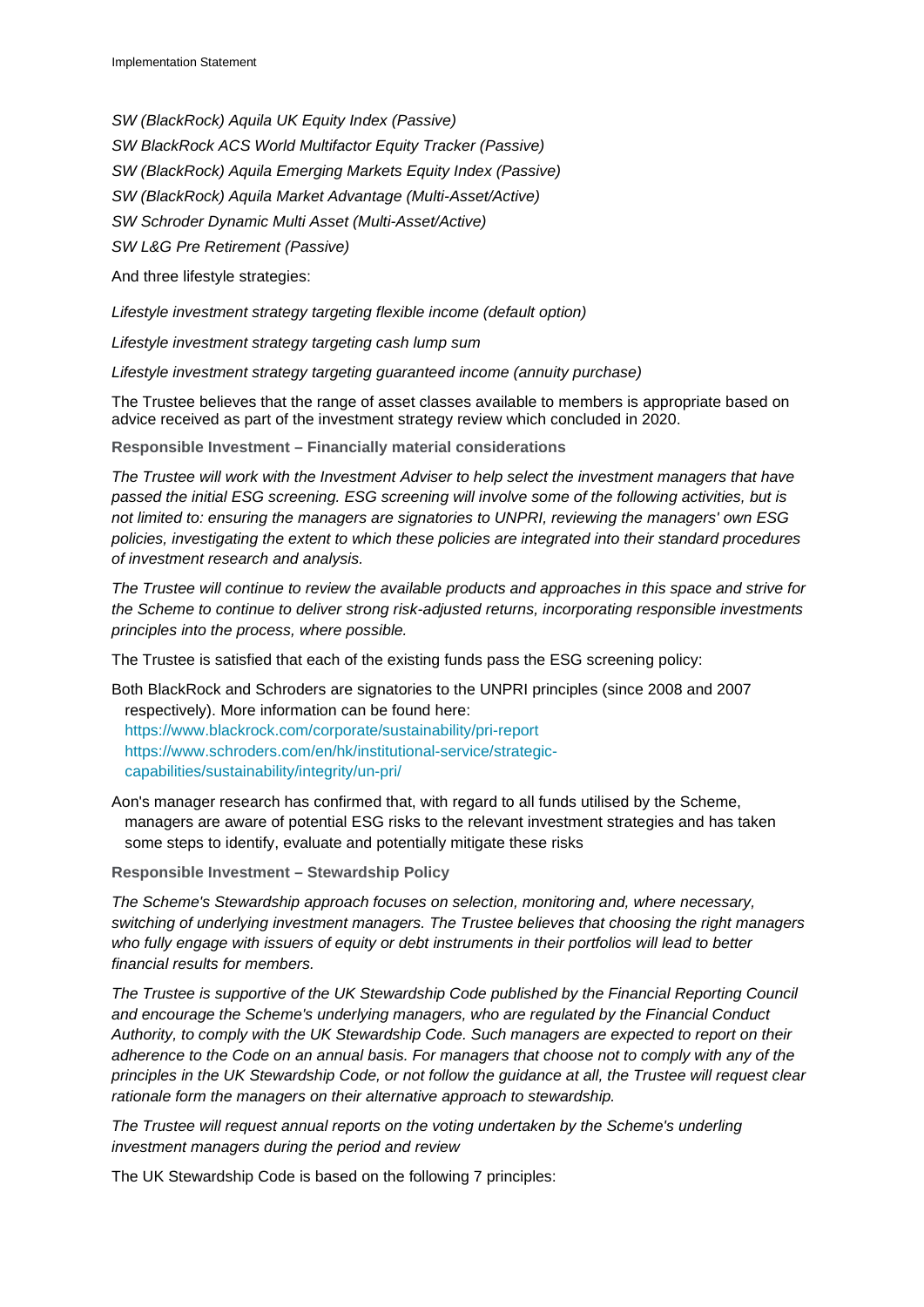*SW (BlackRock) Aquila UK Equity Index (Passive)*

*SW BlackRock ACS World Multifactor Equity Tracker (Passive)*

*SW (BlackRock) Aquila Emerging Markets Equity Index (Passive)*

*SW (BlackRock) Aquila Market Advantage (Multi-Asset/Active)*

*SW Schroder Dynamic Multi Asset (Multi-Asset/Active)*

*SW L&G Pre Retirement (Passive)*

And three lifestyle strategies:

*Lifestyle investment strategy targeting flexible income (default option)*

*Lifestyle investment strategy targeting cash lump sum*

*Lifestyle investment strategy targeting guaranteed income (annuity purchase)*

The Trustee believes that the range of asset classes available to members is appropriate based on advice received as part of the investment strategy review which concluded in 2020.

**Responsible Investment – Financially material considerations**

*The Trustee will work with the Investment Adviser to help select the investment managers that have passed the initial ESG screening. ESG screening will involve some of the following activities, but is not limited to: ensuring the managers are signatories to UNPRI, reviewing the managers' own ESG policies, investigating the extent to which these policies are integrated into their standard procedures of investment research and analysis.*

*The Trustee will continue to review the available products and approaches in this space and strive for the Scheme to continue to deliver strong risk-adjusted returns, incorporating responsible investments principles into the process, where possible.*

The Trustee is satisfied that each of the existing funds pass the ESG screening policy:

- Both BlackRock and Schroders are signatories to the UNPRI principles (since 2008 and 2007 respectively). More information can be found here: https://www.blackrock.com/corporate/sustainability/pri-report https://www.schroders.com/en/hk/institutional-service/strategic-capabilities/sustainability/integrity/un-pri/
- Aon's manager research has confirmed that, with regard to all funds utilised by the Scheme, managers are aware of potential ESG risks to the relevant investment strategies and has taken some steps to identify, evaluate and potentially mitigate these risks

**Responsible Investment – Stewardship Policy**

*The Scheme's Stewardship approach focuses on selection, monitoring and, where necessary, switching of underlying investment managers. The Trustee believes that choosing the right managers who fully engage with issuers of equity or debt instruments in their portfolios will lead to better financial results for members.*

*The Trustee is supportive of the UK Stewardship Code published by the Financial Reporting Council and encourage the Scheme's underlying managers, who are regulated by the Financial Conduct Authority, to comply with the UK Stewardship Code. Such managers are expected to report on their adherence to the Code on an annual basis. For managers that choose not to comply with any of the principles in the UK Stewardship Code, or not follow the guidance at all, the Trustee will request clear rationale form the managers on their alternative approach to stewardship.*

*The Trustee will request annual reports on the voting undertaken by the Scheme's underling investment managers during the period and review*

The UK Stewardship Code is based on the following 7 principles: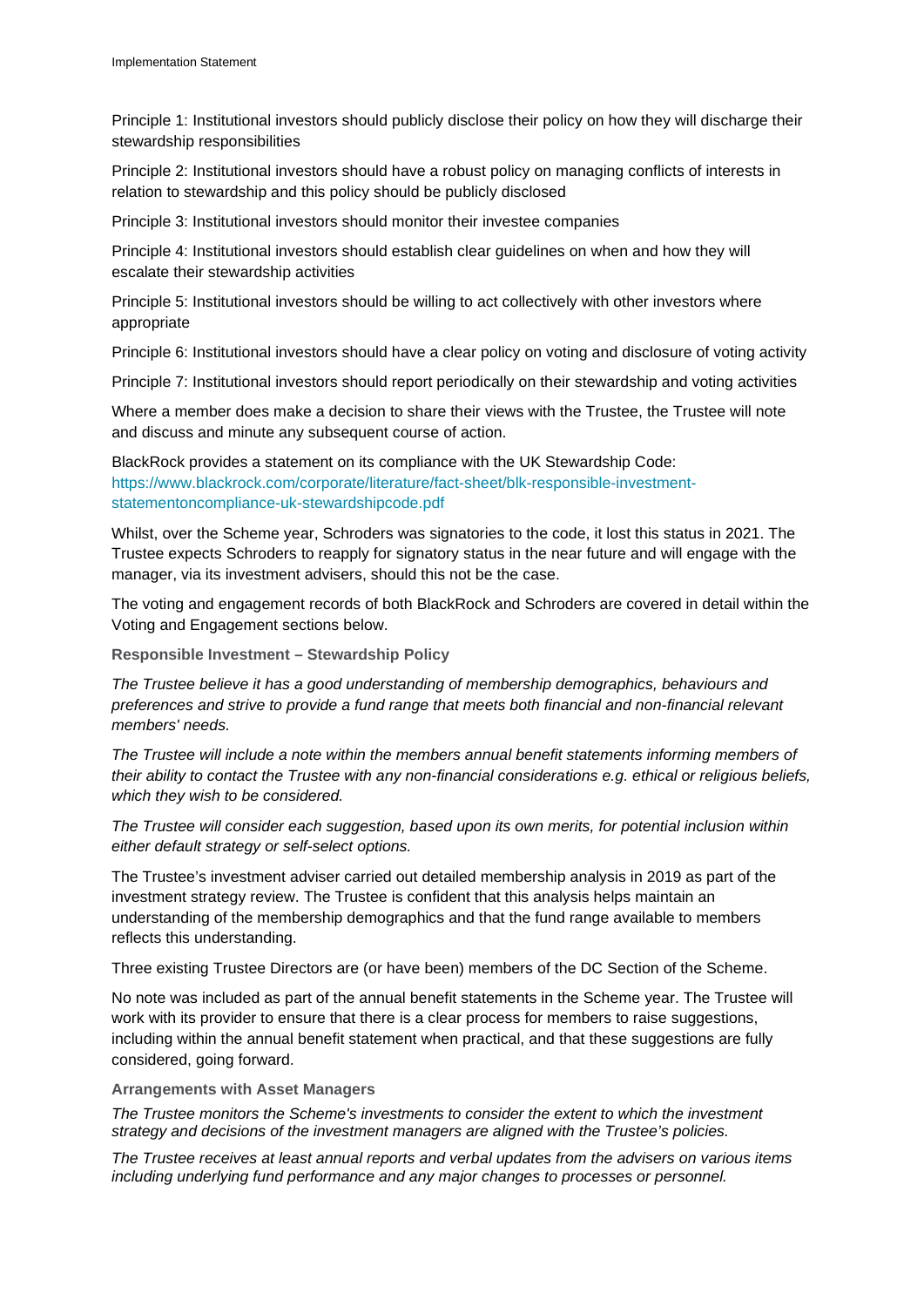Principle 1: Institutional investors should publicly disclose their policy on how they will discharge their stewardship responsibilities

Principle 2: Institutional investors should have a robust policy on managing conflicts of interests in relation to stewardship and this policy should be publicly disclosed

Principle 3: Institutional investors should monitor their investee companies

Principle 4: Institutional investors should establish clear guidelines on when and how they will escalate their stewardship activities

Principle 5: Institutional investors should be willing to act collectively with other investors where appropriate

Principle 6: Institutional investors should have a clear policy on voting and disclosure of voting activity

Principle 7: Institutional investors should report periodically on their stewardship and voting activities

Where a member does make a decision to share their views with the Trustee, the Trustee will note and discuss and minute any subsequent course of action.

BlackRock provides a statement on its compliance with the UK Stewardship Code: https://www.blackrock.com/corporate/literature/fact-sheet/blk-responsible-investment-statementoncompliance-uk-stewardshipcode.pdf

Whilst, over the Scheme year, Schroders was signatories to the code, it lost this status in 2021. The Trustee expects Schroders to reapply for signatory status in the near future and will engage with the manager, via its investment advisers, should this not be the case.

The voting and engagement records of both BlackRock and Schroders are covered in detail within the Voting and Engagement sections below.

**Responsible Investment – Stewardship Policy**

*The Trustee believe it has a good understanding of membership demographics, behaviours and preferences and strive to provide a fund range that meets both financial and non-financial relevant members' needs.*

*The Trustee will include a note within the members annual benefit statements informing members of their ability to contact the Trustee with any non-financial considerations e.g. ethical or religious beliefs, which they wish to be considered.*

*The Trustee will consider each suggestion, based upon its own merits, for potential inclusion within either default strategy or self-select options.*

The Trustee's investment adviser carried out detailed membership analysis in 2019 as part of the investment strategy review. The Trustee is confident that this analysis helps maintain an understanding of the membership demographics and that the fund range available to members reflects this understanding.

Three existing Trustee Directors are (or have been) members of the DC Section of the Scheme.

No note was included as part of the annual benefit statements in the Scheme year. The Trustee will work with its provider to ensure that there is a clear process for members to raise suggestions, including within the annual benefit statement when practical, and that these suggestions are fully considered, going forward.

**Arrangements with Asset Managers**

*The Trustee monitors the Scheme's investments to consider the extent to which the investment strategy and decisions of the investment managers are aligned with the Trustee's policies.*

*The Trustee receives at least annual reports and verbal updates from the advisers on various items including underlying fund performance and any major changes to processes or personnel.*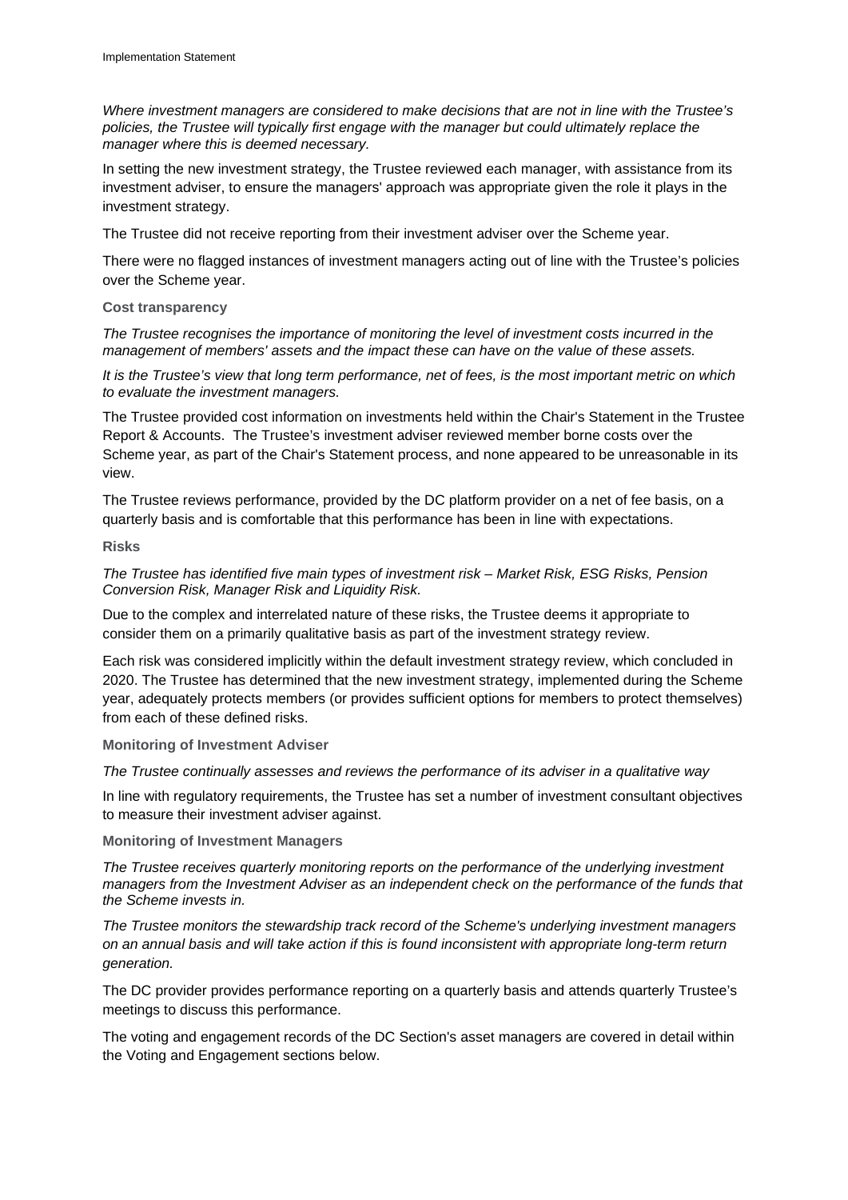*Where investment managers are considered to make decisions that are not in line with the Trustee's policies, the Trustee will typically first engage with the manager but could ultimately replace the manager where this is deemed necessary.*

In setting the new investment strategy, the Trustee reviewed each manager, with assistance from its investment adviser, to ensure the managers' approach was appropriate given the role it plays in the investment strategy.

The Trustee did not receive reporting from their investment adviser over the Scheme year.

There were no flagged instances of investment managers acting out of line with the Trustee's policies over the Scheme year.

**Cost transparency**

*The Trustee recognises the importance of monitoring the level of investment costs incurred in the management of members' assets and the impact these can have on the value of these assets.*

*It is the Trustee's view that long term performance, net of fees, is the most important metric on which to evaluate the investment managers.*

The Trustee provided cost information on investments held within the Chair's Statement in the Trustee Report & Accounts. The Trustee's investment adviser reviewed member borne costs over the Scheme year, as part of the Chair's Statement process, and none appeared to be unreasonable in its view.

The Trustee reviews performance, provided by the DC platform provider on a net of fee basis, on a quarterly basis and is comfortable that this performance has been in line with expectations.

**Risks**

*The Trustee has identified five main types of investment risk – Market Risk, ESG Risks, Pension Conversion Risk, Manager Risk and Liquidity Risk.*

Due to the complex and interrelated nature of these risks, the Trustee deems it appropriate to consider them on a primarily qualitative basis as part of the investment strategy review.

Each risk was considered implicitly within the default investment strategy review, which concluded in 2020. The Trustee has determined that the new investment strategy, implemented during the Scheme year, adequately protects members (or provides sufficient options for members to protect themselves) from each of these defined risks.

**Monitoring of Investment Adviser**

*The Trustee continually assesses and reviews the performance of its adviser in a qualitative way*

In line with regulatory requirements, the Trustee has set a number of investment consultant objectives to measure their investment adviser against.

**Monitoring of Investment Managers**

*The Trustee receives quarterly monitoring reports on the performance of the underlying investment managers from the Investment Adviser as an independent check on the performance of the funds that the Scheme invests in.*

*The Trustee monitors the stewardship track record of the Scheme's underlying investment managers on an annual basis and will take action if this is found inconsistent with appropriate long-term return generation.*

The DC provider provides performance reporting on a quarterly basis and attends quarterly Trustee's meetings to discuss this performance.

The voting and engagement records of the DC Section's asset managers are covered in detail within the Voting and Engagement sections below.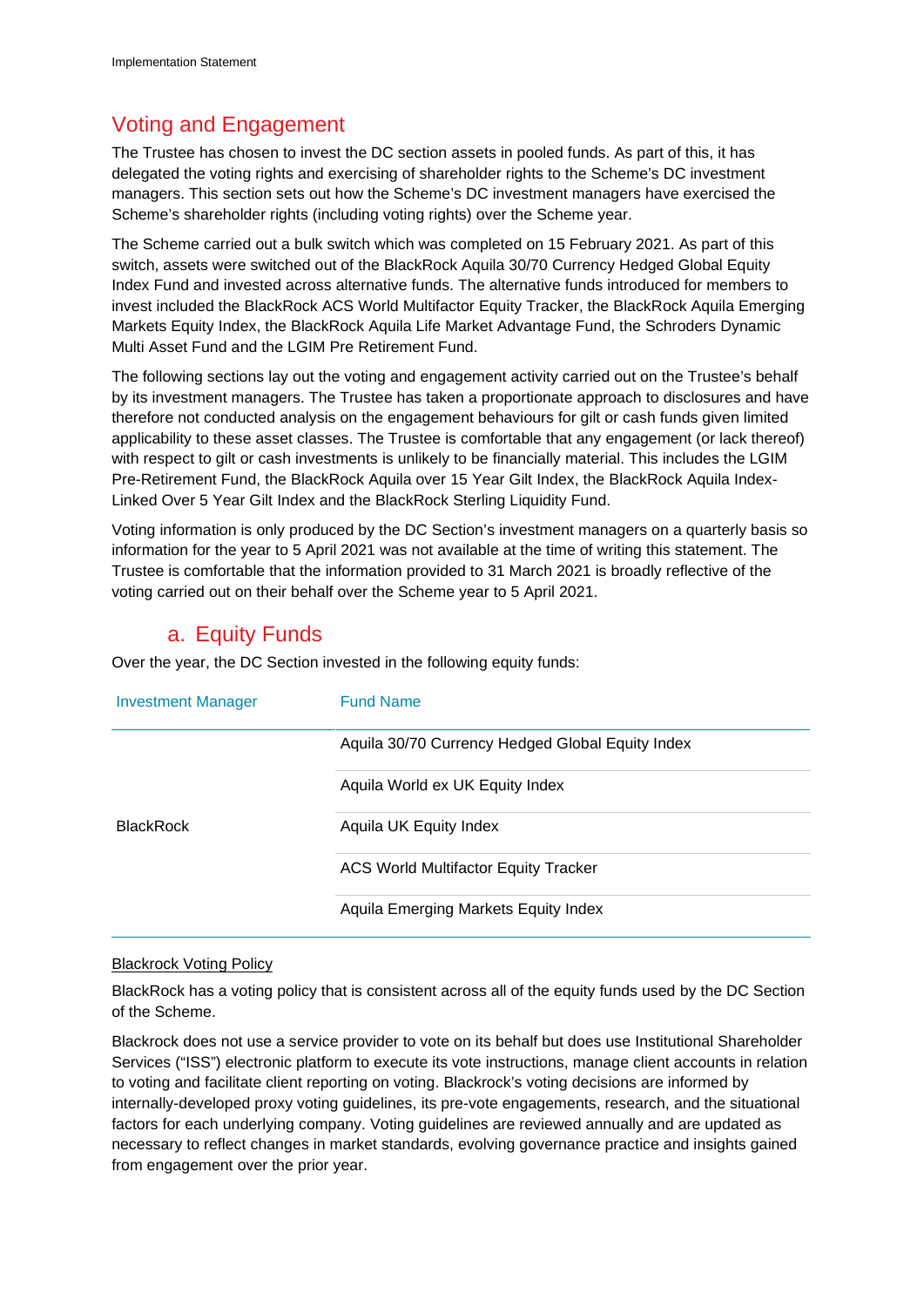## Voting and Engagement

The Trustee has chosen to invest the DC section assets in pooled funds. As part of this, it has delegated the voting rights and exercising of shareholder rights to the Scheme's DC investment managers. This section sets out how the Scheme's DC investment managers have exercised the Scheme's shareholder rights (including voting rights) over the Scheme year.

The Scheme carried out a bulk switch which was completed on 15 February 2021. As part of this switch, assets were switched out of the BlackRock Aquila 30/70 Currency Hedged Global Equity Index Fund and invested across alternative funds. The alternative funds introduced for members to invest included the BlackRock ACS World Multifactor Equity Tracker, the BlackRock Aquila Emerging Markets Equity Index, the BlackRock Aquila Life Market Advantage Fund, the Schroders Dynamic Multi Asset Fund and the LGIM Pre Retirement Fund.

The following sections lay out the voting and engagement activity carried out on the Trustee's behalf by its investment managers. The Trustee has taken a proportionate approach to disclosures and have therefore not conducted analysis on the engagement behaviours for gilt or cash funds given limited applicability to these asset classes. The Trustee is comfortable that any engagement (or lack thereof) with respect to gilt or cash investments is unlikely to be financially material. This includes the LGIM Pre-Retirement Fund, the BlackRock Aquila over 15 Year Gilt Index, the BlackRock Aquila Index-Linked Over 5 Year Gilt Index and the BlackRock Sterling Liquidity Fund.

Voting information is only produced by the DC Section's investment managers on a quarterly basis so information for the year to 5 April 2021 was not available at the time of writing this statement. The Trustee is comfortable that the information provided to 31 March 2021 is broadly reflective of the voting carried out on their behalf over the Scheme year to 5 April 2021.

### a. Equity Funds

Over the year, the DC Section invested in the following equity funds:

| Investment Manager | Fund Name |
|---|---|
| BlackRock | Aquila 30/70 Currency Hedged Global Equity Index |
| | Aquila World ex UK Equity Index |
| | Aquila UK Equity Index |
| | ACS World Multifactor Equity Tracker |
| | Aquila Emerging Markets Equity Index |

<u>Blackrock Voting Policy</u>

BlackRock has a voting policy that is consistent across all of the equity funds used by the DC Section of the Scheme.

Blackrock does not use a service provider to vote on its behalf but does use Institutional Shareholder Services ("ISS") electronic platform to execute its vote instructions, manage client accounts in relation to voting and facilitate client reporting on voting. Blackrock's voting decisions are informed by internally-developed proxy voting guidelines, its pre-vote engagements, research, and the situational factors for each underlying company. Voting guidelines are reviewed annually and are updated as necessary to reflect changes in market standards, evolving governance practice and insights gained from engagement over the prior year.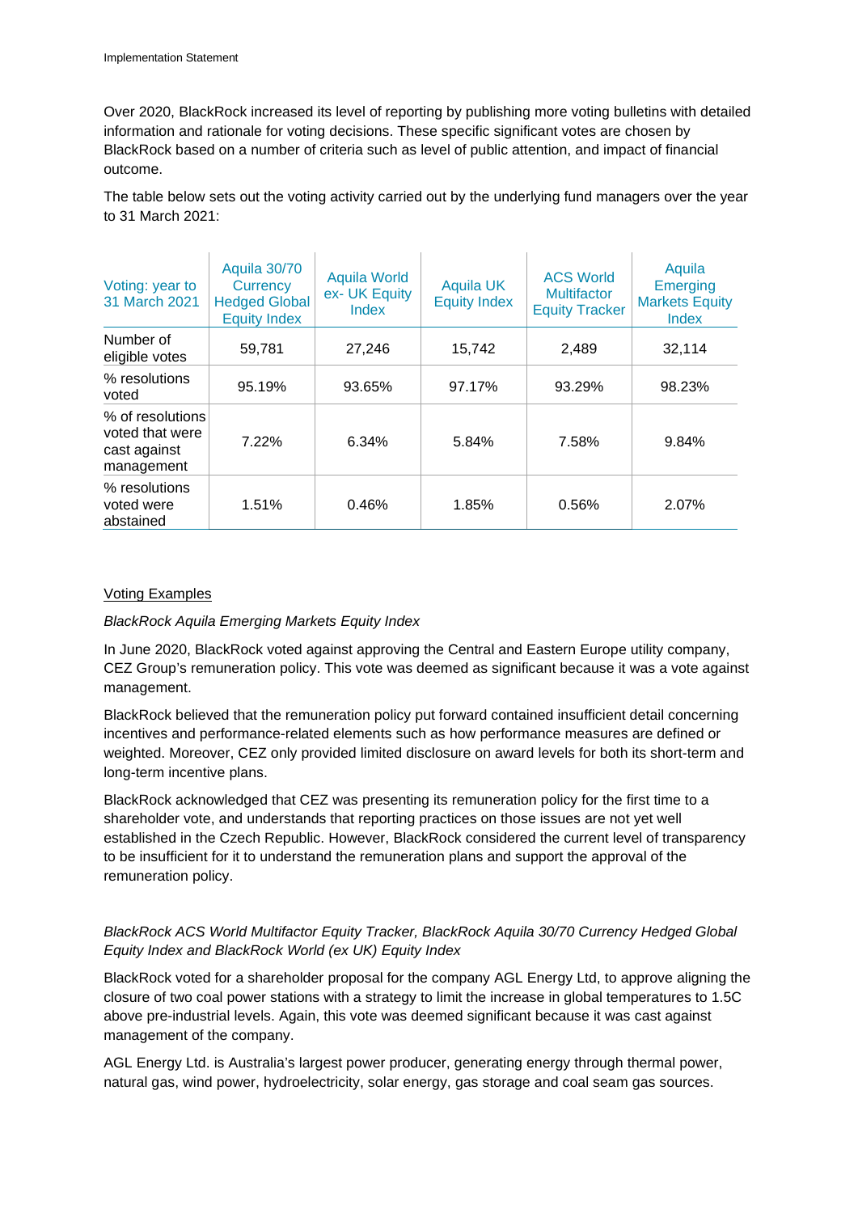Over 2020, BlackRock increased its level of reporting by publishing more voting bulletins with detailed information and rationale for voting decisions. These specific significant votes are chosen by BlackRock based on a number of criteria such as level of public attention, and impact of financial outcome.

The table below sets out the voting activity carried out by the underlying fund managers over the year to 31 March 2021:

| Voting: year to 31 March 2021 | Aquila 30/70 Currency Hedged Global Equity Index | Aquila World ex- UK Equity Index | Aquila UK Equity Index | ACS World Multifactor Equity Tracker | Aquila Emerging Markets Equity Index |
|---|---|---|---|---|---|
| Number of eligible votes | 59,781 | 27,246 | 15,742 | 2,489 | 32,114 |
| % resolutions voted | 95.19% | 93.65% | 97.17% | 93.29% | 98.23% |
| % of resolutions voted that were cast against management | 7.22% | 6.34% | 5.84% | 7.58% | 9.84% |
| % resolutions voted were abstained | 1.51% | 0.46% | 1.85% | 0.56% | 2.07% |

<u>Voting Examples</u>

*BlackRock Aquila Emerging Markets Equity Index*

In June 2020, BlackRock voted against approving the Central and Eastern Europe utility company, CEZ Group's remuneration policy. This vote was deemed as significant because it was a vote against management.

BlackRock believed that the remuneration policy put forward contained insufficient detail concerning incentives and performance-related elements such as how performance measures are defined or weighted. Moreover, CEZ only provided limited disclosure on award levels for both its short-term and long-term incentive plans.

BlackRock acknowledged that CEZ was presenting its remuneration policy for the first time to a shareholder vote, and understands that reporting practices on those issues are not yet well established in the Czech Republic. However, BlackRock considered the current level of transparency to be insufficient for it to understand the remuneration plans and support the approval of the remuneration policy.

*BlackRock ACS World Multifactor Equity Tracker, BlackRock Aquila 30/70 Currency Hedged Global Equity Index and BlackRock World (ex UK) Equity Index*

BlackRock voted for a shareholder proposal for the company AGL Energy Ltd, to approve aligning the closure of two coal power stations with a strategy to limit the increase in global temperatures to 1.5C above pre-industrial levels. Again, this vote was deemed significant because it was cast against management of the company.

AGL Energy Ltd. is Australia's largest power producer, generating energy through thermal power, natural gas, wind power, hydroelectricity, solar energy, gas storage and coal seam gas sources.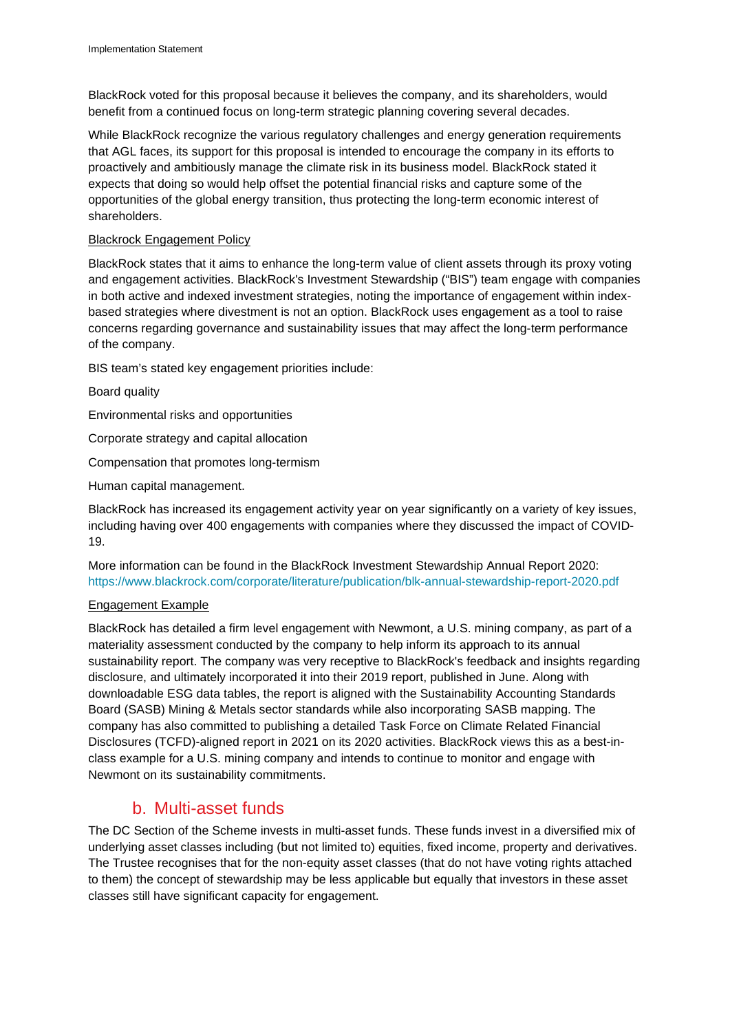BlackRock voted for this proposal because it believes the company, and its shareholders, would benefit from a continued focus on long-term strategic planning covering several decades.

While BlackRock recognize the various regulatory challenges and energy generation requirements that AGL faces, its support for this proposal is intended to encourage the company in its efforts to proactively and ambitiously manage the climate risk in its business model. BlackRock stated it expects that doing so would help offset the potential financial risks and capture some of the opportunities of the global energy transition, thus protecting the long-term economic interest of shareholders.

<u>Blackrock Engagement Policy</u>

BlackRock states that it aims to enhance the long-term value of client assets through its proxy voting and engagement activities. BlackRock's Investment Stewardship ("BIS") team engage with companies in both active and indexed investment strategies, noting the importance of engagement within index-based strategies where divestment is not an option. BlackRock uses engagement as a tool to raise concerns regarding governance and sustainability issues that may affect the long-term performance of the company.

BIS team's stated key engagement priorities include:

Board quality

Environmental risks and opportunities

Corporate strategy and capital allocation

Compensation that promotes long-termism

Human capital management.

BlackRock has increased its engagement activity year on year significantly on a variety of key issues, including having over 400 engagements with companies where they discussed the impact of COVID-19.

More information can be found in the BlackRock Investment Stewardship Annual Report 2020: https://www.blackrock.com/corporate/literature/publication/blk-annual-stewardship-report-2020.pdf

<u>Engagement Example</u>

BlackRock has detailed a firm level engagement with Newmont, a U.S. mining company, as part of a materiality assessment conducted by the company to help inform its approach to its annual sustainability report. The company was very receptive to BlackRock's feedback and insights regarding disclosure, and ultimately incorporated it into their 2019 report, published in June. Along with downloadable ESG data tables, the report is aligned with the Sustainability Accounting Standards Board (SASB) Mining & Metals sector standards while also incorporating SASB mapping. The company has also committed to publishing a detailed Task Force on Climate Related Financial Disclosures (TCFD)-aligned report in 2021 on its 2020 activities. BlackRock views this as a best-in-class example for a U.S. mining company and intends to continue to monitor and engage with Newmont on its sustainability commitments.

## b. Multi-asset funds

The DC Section of the Scheme invests in multi-asset funds. These funds invest in a diversified mix of underlying asset classes including (but not limited to) equities, fixed income, property and derivatives. The Trustee recognises that for the non-equity asset classes (that do not have voting rights attached to them) the concept of stewardship may be less applicable but equally that investors in these asset classes still have significant capacity for engagement.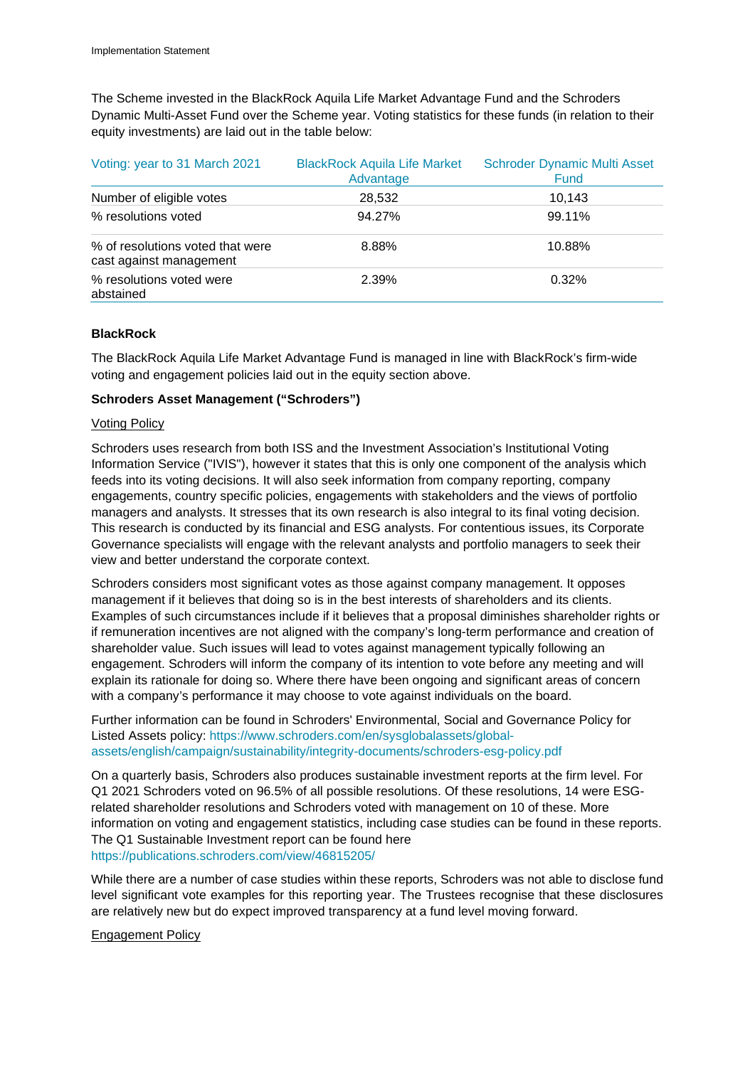The Scheme invested in the BlackRock Aquila Life Market Advantage Fund and the Schroders Dynamic Multi-Asset Fund over the Scheme year. Voting statistics for these funds (in relation to their equity investments) are laid out in the table below:

| Voting: year to 31 March 2021 | BlackRock Aquila Life Market Advantage | Schroder Dynamic Multi Asset Fund |
|---|---|---|
| Number of eligible votes | 28,532 | 10,143 |
| % resolutions voted | 94.27% | 99.11% |
| % of resolutions voted that were cast against management | 8.88% | 10.88% |
| % resolutions voted were abstained | 2.39% | 0.32% |

**BlackRock**

The BlackRock Aquila Life Market Advantage Fund is managed in line with BlackRock's firm-wide voting and engagement policies laid out in the equity section above.

**Schroders Asset Management ("Schroders")**

Voting Policy

Schroders uses research from both ISS and the Investment Association's Institutional Voting Information Service ("IVIS"), however it states that this is only one component of the analysis which feeds into its voting decisions. It will also seek information from company reporting, company engagements, country specific policies, engagements with stakeholders and the views of portfolio managers and analysts. It stresses that its own research is also integral to its final voting decision. This research is conducted by its financial and ESG analysts. For contentious issues, its Corporate Governance specialists will engage with the relevant analysts and portfolio managers to seek their view and better understand the corporate context.

Schroders considers most significant votes as those against company management. It opposes management if it believes that doing so is in the best interests of shareholders and its clients. Examples of such circumstances include if it believes that a proposal diminishes shareholder rights or if remuneration incentives are not aligned with the company's long-term performance and creation of shareholder value. Such issues will lead to votes against management typically following an engagement. Schroders will inform the company of its intention to vote before any meeting and will explain its rationale for doing so. Where there have been ongoing and significant areas of concern with a company's performance it may choose to vote against individuals on the board.

Further information can be found in Schroders' Environmental, Social and Governance Policy for Listed Assets policy: https://www.schroders.com/en/sysglobalassets/global-assets/english/campaign/sustainability/integrity-documents/schroders-esg-policy.pdf

On a quarterly basis, Schroders also produces sustainable investment reports at the firm level. For Q1 2021 Schroders voted on 96.5% of all possible resolutions. Of these resolutions, 14 were ESG-related shareholder resolutions and Schroders voted with management on 10 of these. More information on voting and engagement statistics, including case studies can be found in these reports. The Q1 Sustainable Investment report can be found here https://publications.schroders.com/view/46815205/

While there are a number of case studies within these reports, Schroders was not able to disclose fund level significant vote examples for this reporting year. The Trustees recognise that these disclosures are relatively new but do expect improved transparency at a fund level moving forward.

Engagement Policy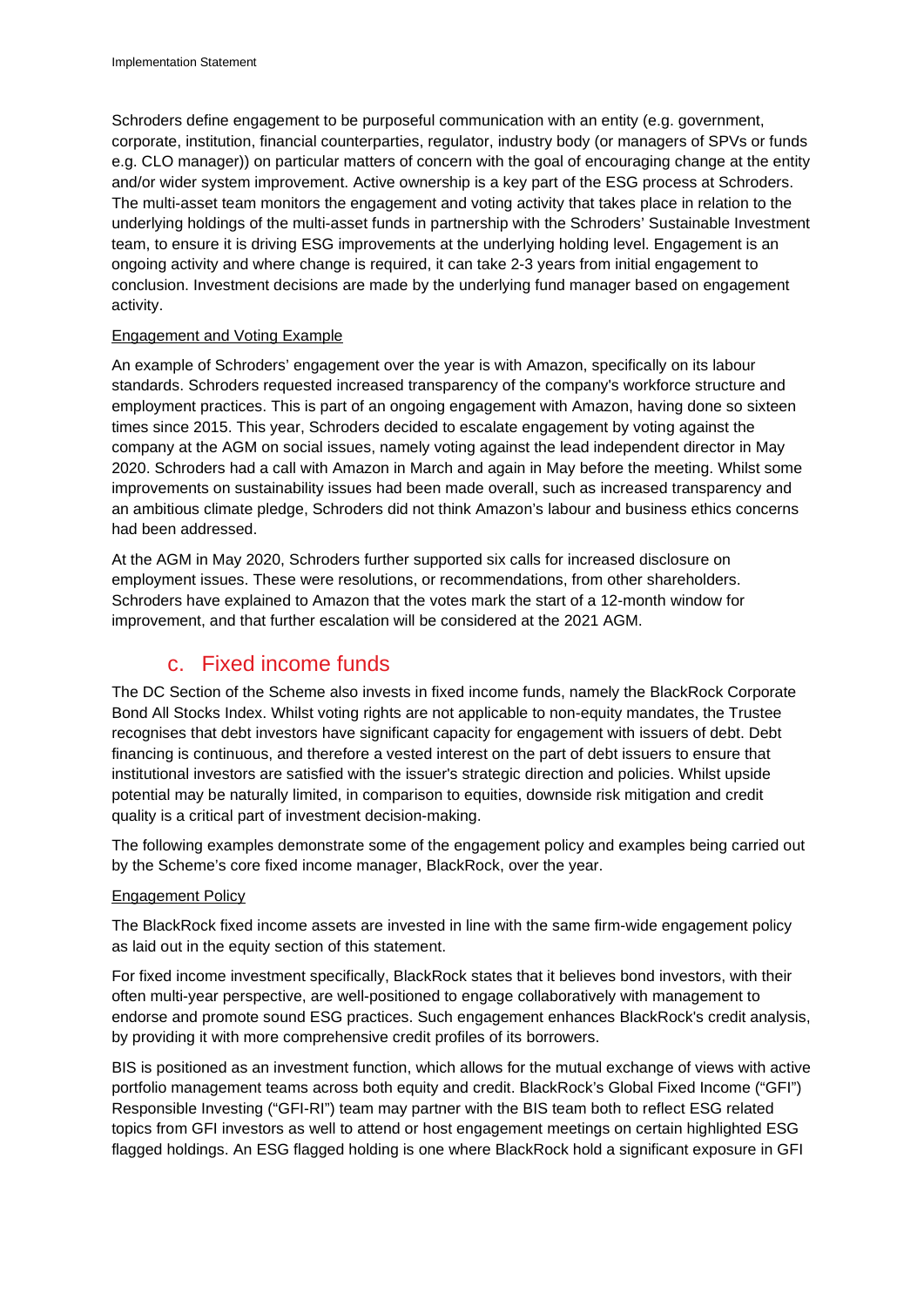Schroders define engagement to be purposeful communication with an entity (e.g. government, corporate, institution, financial counterparties, regulator, industry body (or managers of SPVs or funds e.g. CLO manager)) on particular matters of concern with the goal of encouraging change at the entity and/or wider system improvement. Active ownership is a key part of the ESG process at Schroders. The multi-asset team monitors the engagement and voting activity that takes place in relation to the underlying holdings of the multi-asset funds in partnership with the Schroders' Sustainable Investment team, to ensure it is driving ESG improvements at the underlying holding level. Engagement is an ongoing activity and where change is required, it can take 2-3 years from initial engagement to conclusion. Investment decisions are made by the underlying fund manager based on engagement activity.

Engagement and Voting Example

An example of Schroders' engagement over the year is with Amazon, specifically on its labour standards. Schroders requested increased transparency of the company's workforce structure and employment practices. This is part of an ongoing engagement with Amazon, having done so sixteen times since 2015. This year, Schroders decided to escalate engagement by voting against the company at the AGM on social issues, namely voting against the lead independent director in May 2020. Schroders had a call with Amazon in March and again in May before the meeting. Whilst some improvements on sustainability issues had been made overall, such as increased transparency and an ambitious climate pledge, Schroders did not think Amazon's labour and business ethics concerns had been addressed.

At the AGM in May 2020, Schroders further supported six calls for increased disclosure on employment issues. These were resolutions, or recommendations, from other shareholders. Schroders have explained to Amazon that the votes mark the start of a 12-month window for improvement, and that further escalation will be considered at the 2021 AGM.

## c. Fixed income funds

The DC Section of the Scheme also invests in fixed income funds, namely the BlackRock Corporate Bond All Stocks Index. Whilst voting rights are not applicable to non-equity mandates, the Trustee recognises that debt investors have significant capacity for engagement with issuers of debt. Debt financing is continuous, and therefore a vested interest on the part of debt issuers to ensure that institutional investors are satisfied with the issuer's strategic direction and policies. Whilst upside potential may be naturally limited, in comparison to equities, downside risk mitigation and credit quality is a critical part of investment decision-making.

The following examples demonstrate some of the engagement policy and examples being carried out by the Scheme's core fixed income manager, BlackRock, over the year.

Engagement Policy

The BlackRock fixed income assets are invested in line with the same firm-wide engagement policy as laid out in the equity section of this statement.

For fixed income investment specifically, BlackRock states that it believes bond investors, with their often multi-year perspective, are well-positioned to engage collaboratively with management to endorse and promote sound ESG practices. Such engagement enhances BlackRock's credit analysis, by providing it with more comprehensive credit profiles of its borrowers.

BIS is positioned as an investment function, which allows for the mutual exchange of views with active portfolio management teams across both equity and credit. BlackRock's Global Fixed Income ("GFI") Responsible Investing ("GFI-RI") team may partner with the BIS team both to reflect ESG related topics from GFI investors as well to attend or host engagement meetings on certain highlighted ESG flagged holdings. An ESG flagged holding is one where BlackRock hold a significant exposure in GFI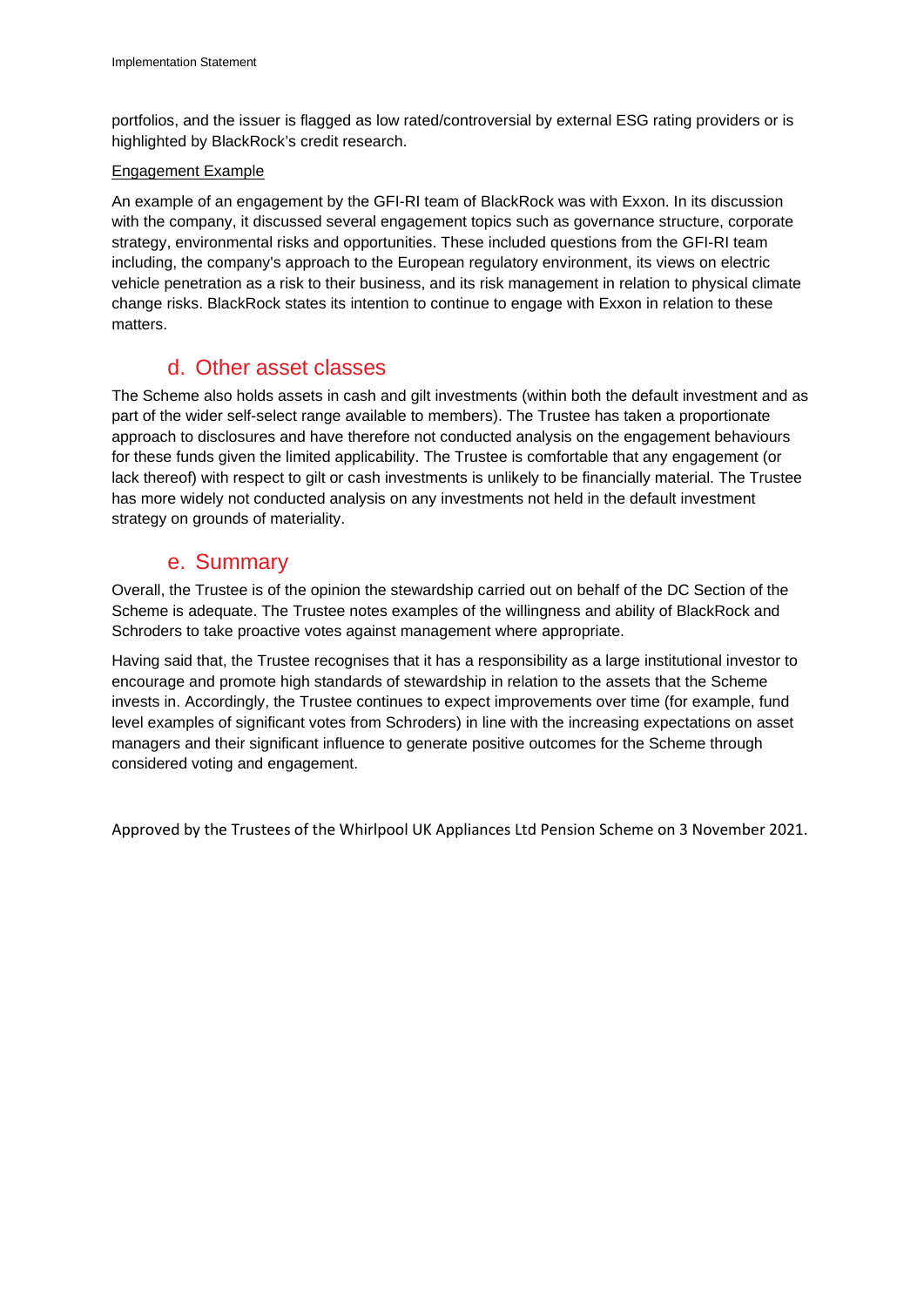portfolios, and the issuer is flagged as low rated/controversial by external ESG rating providers or is highlighted by BlackRock's credit research.

Engagement Example

An example of an engagement by the GFI-RI team of BlackRock was with Exxon. In its discussion with the company, it discussed several engagement topics such as governance structure, corporate strategy, environmental risks and opportunities. These included questions from the GFI-RI team including, the company's approach to the European regulatory environment, its views on electric vehicle penetration as a risk to their business, and its risk management in relation to physical climate change risks. BlackRock states its intention to continue to engage with Exxon in relation to these matters.

## d. Other asset classes

The Scheme also holds assets in cash and gilt investments (within both the default investment and as part of the wider self-select range available to members). The Trustee has taken a proportionate approach to disclosures and have therefore not conducted analysis on the engagement behaviours for these funds given the limited applicability. The Trustee is comfortable that any engagement (or lack thereof) with respect to gilt or cash investments is unlikely to be financially material. The Trustee has more widely not conducted analysis on any investments not held in the default investment strategy on grounds of materiality.

## e. Summary

Overall, the Trustee is of the opinion the stewardship carried out on behalf of the DC Section of the Scheme is adequate. The Trustee notes examples of the willingness and ability of BlackRock and Schroders to take proactive votes against management where appropriate.

Having said that, the Trustee recognises that it has a responsibility as a large institutional investor to encourage and promote high standards of stewardship in relation to the assets that the Scheme invests in. Accordingly, the Trustee continues to expect improvements over time (for example, fund level examples of significant votes from Schroders) in line with the increasing expectations on asset managers and their significant influence to generate positive outcomes for the Scheme through considered voting and engagement.

Approved by the Trustees of the Whirlpool UK Appliances Ltd Pension Scheme on 3 November 2021.